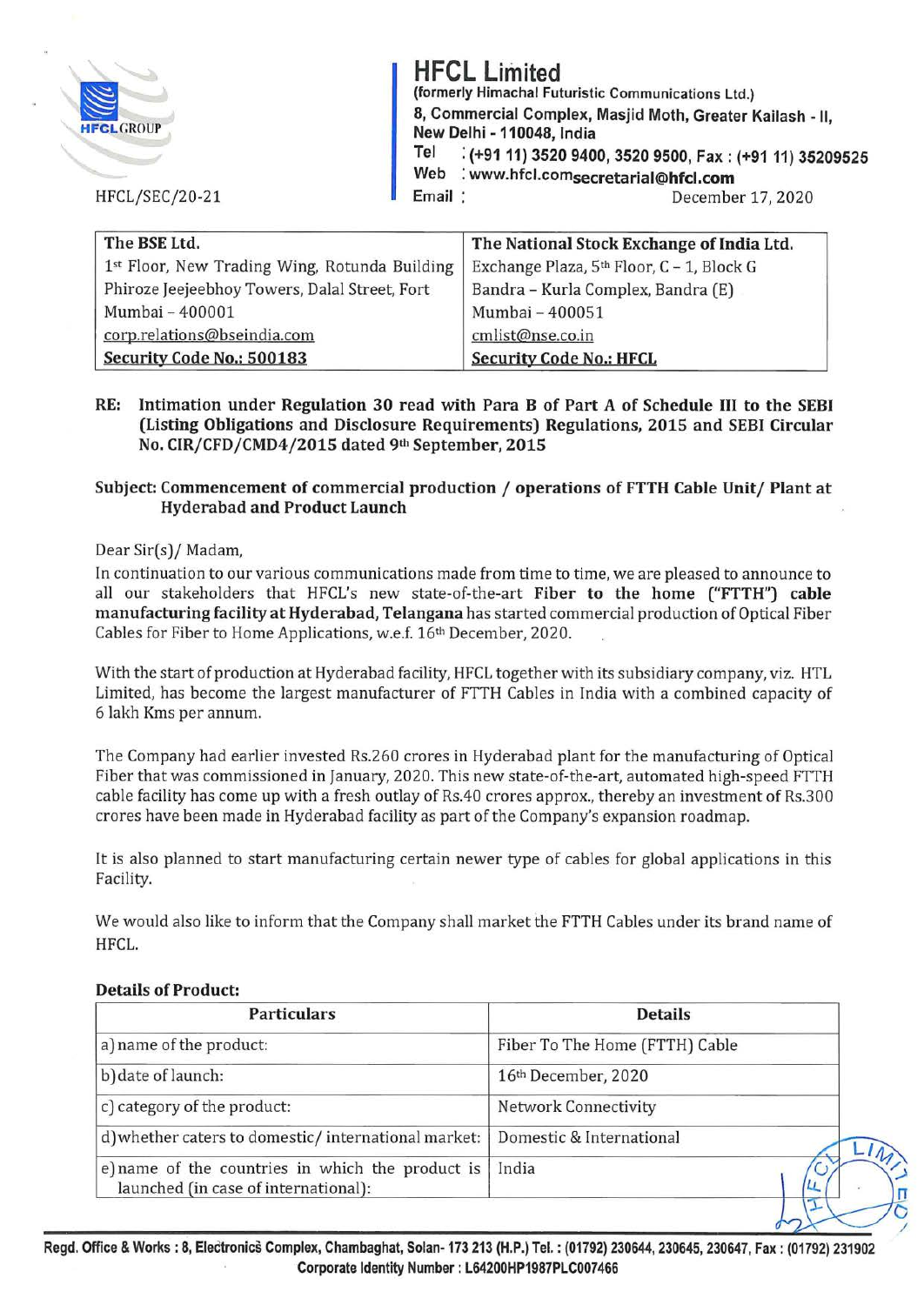# HFCL Limited

**(formerly Himachal Futuristic Communications Ltd.)**
**8, Commercial Complex, Masjid Moth, Greater Kailash - II, New Delhi - 110048, India**
**Tel : (+91 11) 3520 9400, 3520 9500, Fax : (+91 11) 35209525**
**Web : www.hfcl.com**
**Email : secretarial@hfcl.com**

HFCL/SEC/20-21

December 17, 2020

| The BSE Ltd. | The National Stock Exchange of India Ltd. |
|---|---|
| 1st Floor, New Trading Wing, Rotunda Building | Exchange Plaza, 5th Floor, C – 1, Block G |
| Phiroze Jeejeebhoy Towers, Dalal Street, Fort | Bandra – Kurla Complex, Bandra (E) |
| Mumbai – 400001 | Mumbai – 400051 |
| corp.relations@bseindia.com | cmlist@nse.co.in |
| **Security Code No.: 500183** | **Security Code No.: HFCL** |

**RE: Intimation under Regulation 30 read with Para B of Part A of Schedule III to the SEBI (Listing Obligations and Disclosure Requirements) Regulations, 2015 and SEBI Circular No. CIR/CFD/CMD4/2015 dated 9th September, 2015**

**Subject: Commencement of commercial production / operations of FTTH Cable Unit/ Plant at Hyderabad and Product Launch**

Dear Sir(s)/ Madam,

In continuation to our various communications made from time to time, we are pleased to announce to all our stakeholders that HFCL's new state-of-the-art **Fiber to the home ("FTTH") cable manufacturing facility at Hyderabad, Telangana** has started commercial production of Optical Fiber Cables for Fiber to Home Applications, w.e.f. 16th December, 2020.

With the start of production at Hyderabad facility, HFCL together with its subsidiary company, viz. HTL Limited, has become the largest manufacturer of FTTH Cables in India with a combined capacity of 6 lakh Kms per annum.

The Company had earlier invested Rs.260 crores in Hyderabad plant for the manufacturing of Optical Fiber that was commissioned in January, 2020. This new state-of-the-art, automated high-speed FTTH cable facility has come up with a fresh outlay of Rs.40 crores approx., thereby an investment of Rs.300 crores have been made in Hyderabad facility as part of the Company's expansion roadmap.

It is also planned to start manufacturing certain newer type of cables for global applications in this Facility.

We would also like to inform that the Company shall market the FTTH Cables under its brand name of HFCL.

**Details of Product:**

| Particulars | Details |
|---|---|
| a) name of the product: | Fiber To The Home (FTTH) Cable |
| b) date of launch: | 16th December, 2020 |
| c) category of the product: | Network Connectivity |
| d) whether caters to domestic/ international market: | Domestic & International |
| e) name of the countries in which the product is launched (in case of international): | India |

**Regd. Office & Works : 8, Electronics Complex, Chambaghat, Solan- 173 213 (H.P.) Tel. : (01792) 230644, 230645, 230647, Fax : (01792) 231902**
**Corporate Identity Number : L64200HP1987PLC007466**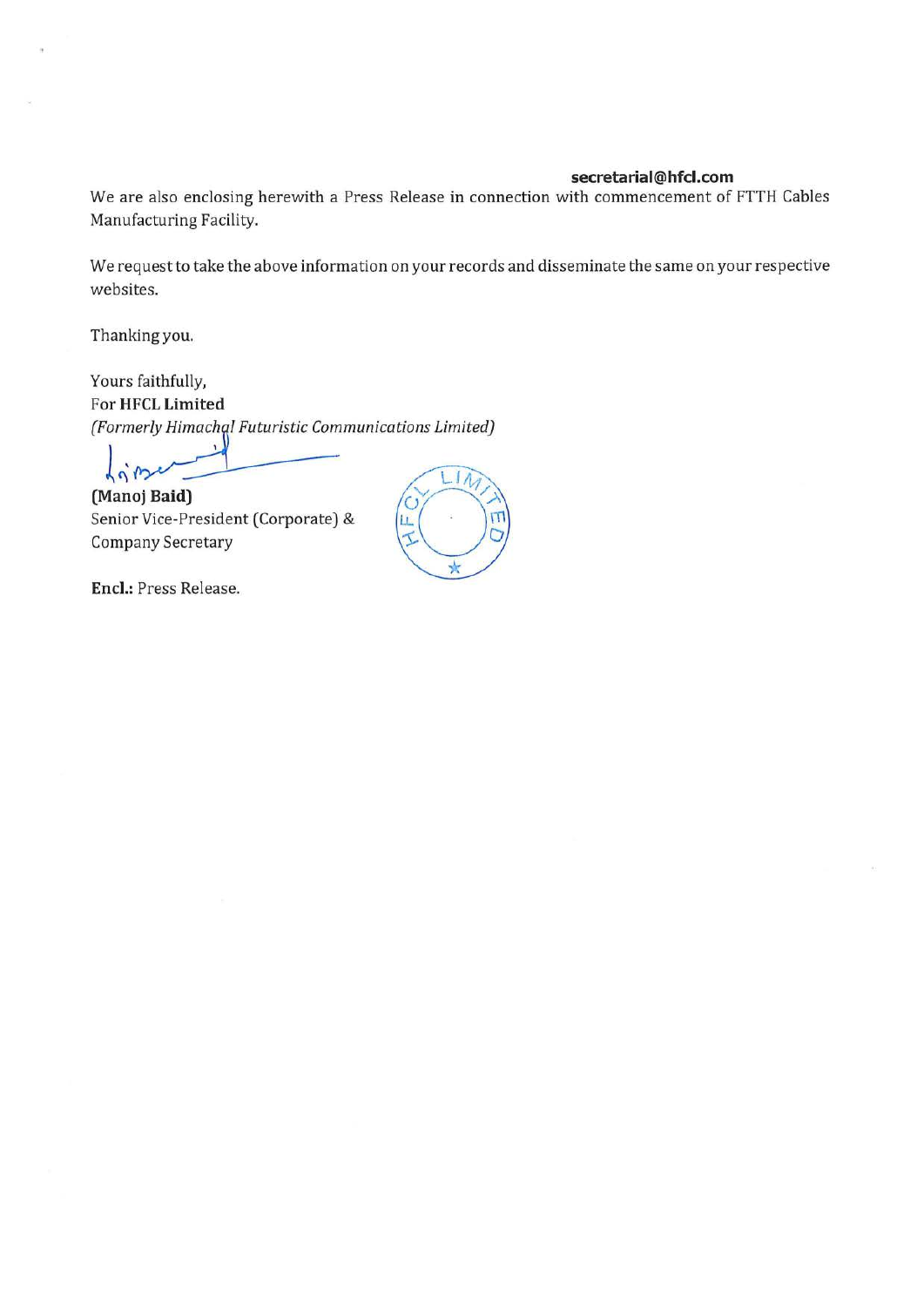**secretarial@hfcl.com**

We are also enclosing herewith a Press Release in connection with commencement of FTTH Cables Manufacturing Facility.

We request to take the above information on your records and disseminate the same on your respective websites.

Thanking you,

Yours faithfully,
For **HFCL Limited**
*(Formerly Himachal Futuristic Communications Limited)*

**(Manoj Baid)**
Senior Vice-President (Corporate) &
Company Secretary

**Encl.:** Press Release.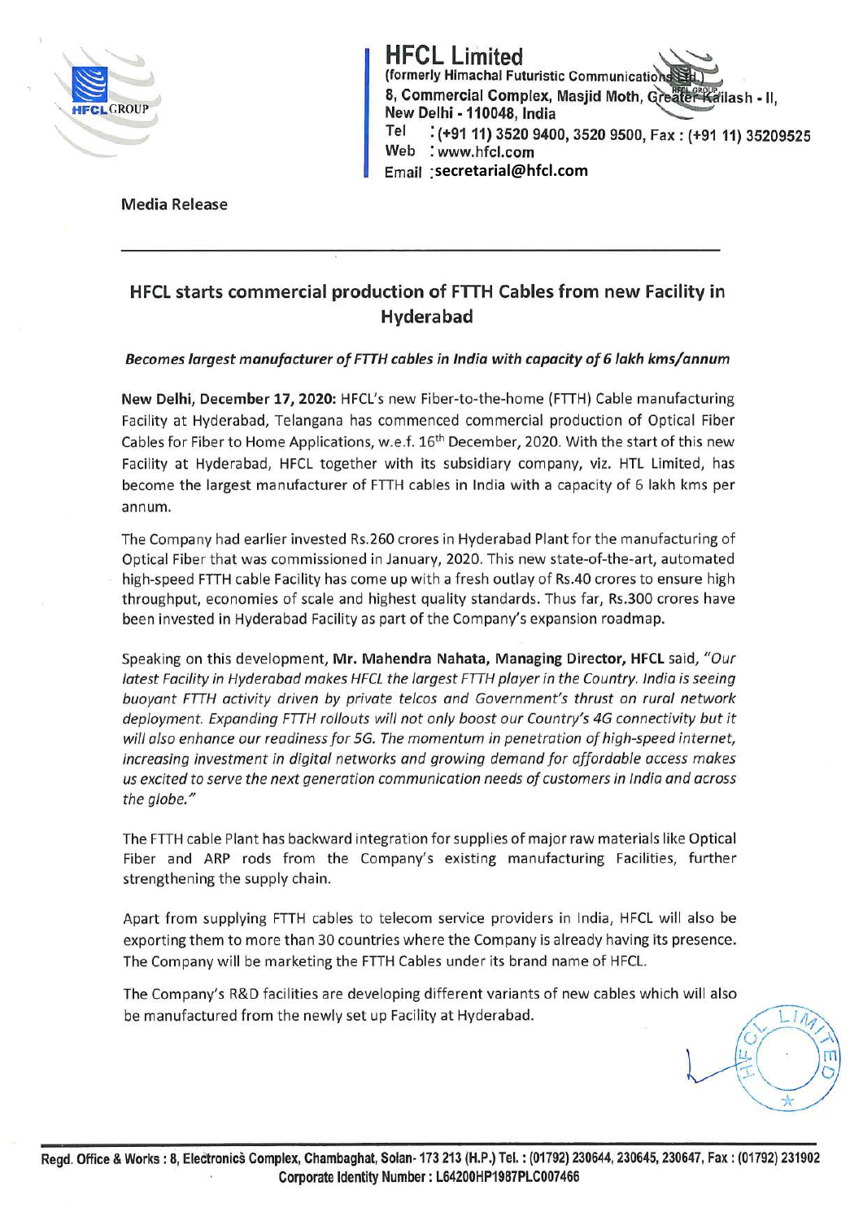**HFCL Limited**
(formerly Himachal Futuristic Communications Ltd.)
8, Commercial Complex, Masjid Moth, Greater Kailash - II,
New Delhi - 110048, India
Tel : (+91 11) 3520 9400, 3520 9500, Fax : (+91 11) 35209525
Web : www.hfcl.com
Email : secretarial@hfcl.com

Media Release

## HFCL starts commercial production of FTTH Cables from new Facility in Hyderabad

***Becomes largest manufacturer of FTTH cables in India with capacity of 6 lakh kms/annum***

**New Delhi, December 17, 2020:** HFCL's new Fiber-to-the-home (FTTH) Cable manufacturing Facility at Hyderabad, Telangana has commenced commercial production of Optical Fiber Cables for Fiber to Home Applications, w.e.f. 16th December, 2020. With the start of this new Facility at Hyderabad, HFCL together with its subsidiary company, viz. HTL Limited, has become the largest manufacturer of FTTH cables in India with a capacity of 6 lakh kms per annum.

The Company had earlier invested Rs.260 crores in Hyderabad Plant for the manufacturing of Optical Fiber that was commissioned in January, 2020. This new state-of-the-art, automated high-speed FTTH cable Facility has come up with a fresh outlay of Rs.40 crores to ensure high throughput, economies of scale and highest quality standards. Thus far, Rs.300 crores have been invested in Hyderabad Facility as part of the Company's expansion roadmap.

Speaking on this development, **Mr. Mahendra Nahata, Managing Director, HFCL** said, *"Our latest Facility in Hyderabad makes HFCL the largest FTTH player in the Country. India is seeing buoyant FTTH activity driven by private telcos and Government's thrust on rural network deployment. Expanding FTTH rollouts will not only boost our Country's 4G connectivity but it will also enhance our readiness for 5G. The momentum in penetration of high-speed internet, increasing investment in digital networks and growing demand for affordable access makes us excited to serve the next generation communication needs of customers in India and across the globe."*

The FTTH cable Plant has backward integration for supplies of major raw materials like Optical Fiber and ARP rods from the Company's existing manufacturing Facilities, further strengthening the supply chain.

Apart from supplying FTTH cables to telecom service providers in India, HFCL will also be exporting them to more than 30 countries where the Company is already having its presence. The Company will be marketing the FTTH Cables under its brand name of HFCL.

The Company's R&D facilities are developing different variants of new cables which will also be manufactured from the newly set up Facility at Hyderabad.

Regd. Office & Works : 8, Electronics Complex, Chambaghat, Solan- 173 213 (H.P.) Tel. : (01792) 230644, 230645, 230647, Fax : (01792) 231902
Corporate Identity Number : L64200HP1987PLC007466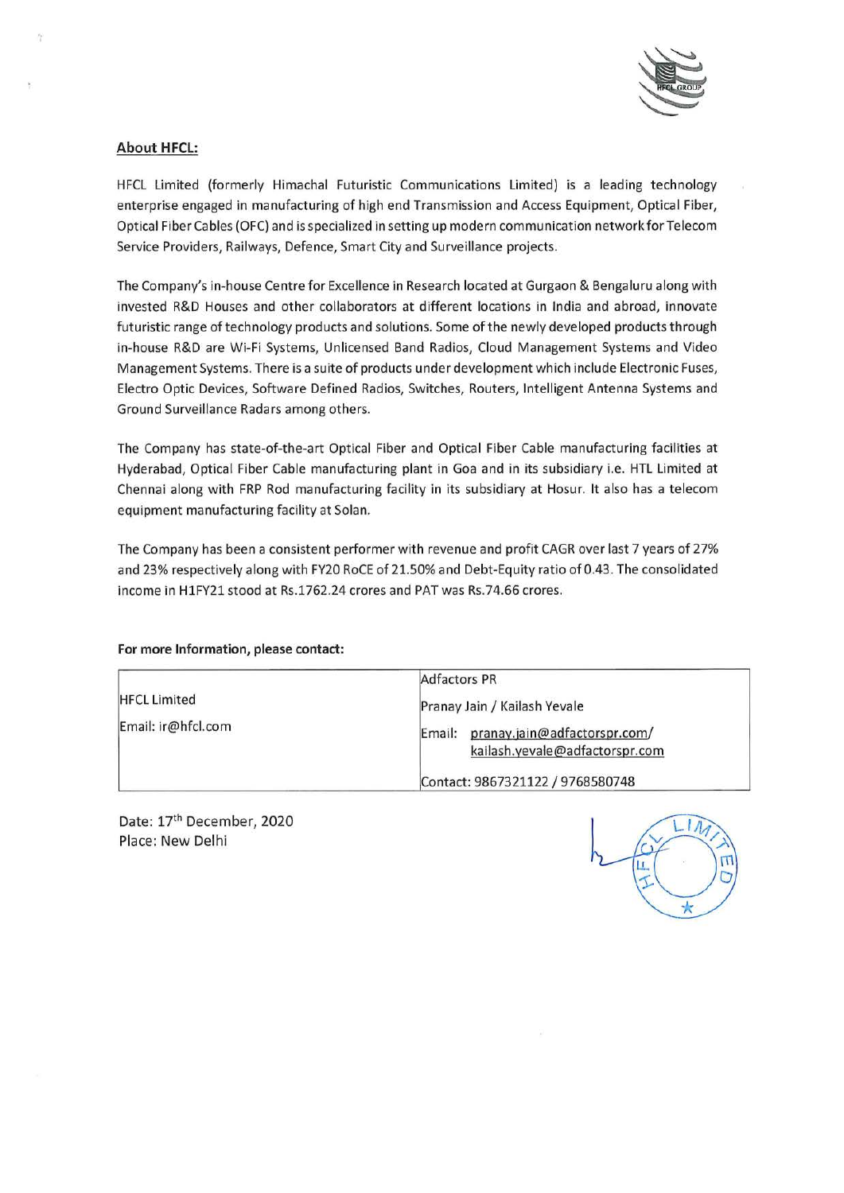## About HFCL:

HFCL Limited (formerly Himachal Futuristic Communications Limited) is a leading technology enterprise engaged in manufacturing of high end Transmission and Access Equipment, Optical Fiber, Optical Fiber Cables (OFC) and is specialized in setting up modern communication network for Telecom Service Providers, Railways, Defence, Smart City and Surveillance projects.

The Company's in-house Centre for Excellence in Research located at Gurgaon & Bengaluru along with invested R&D Houses and other collaborators at different locations in India and abroad, innovate futuristic range of technology products and solutions. Some of the newly developed products through in-house R&D are Wi-Fi Systems, Unlicensed Band Radios, Cloud Management Systems and Video Management Systems. There is a suite of products under development which include Electronic Fuses, Electro Optic Devices, Software Defined Radios, Switches, Routers, Intelligent Antenna Systems and Ground Surveillance Radars among others.

The Company has state-of-the-art Optical Fiber and Optical Fiber Cable manufacturing facilities at Hyderabad, Optical Fiber Cable manufacturing plant in Goa and in its subsidiary i.e. HTL Limited at Chennai along with FRP Rod manufacturing facility in its subsidiary at Hosur. It also has a telecom equipment manufacturing facility at Solan.

The Company has been a consistent performer with revenue and profit CAGR over last 7 years of 27% and 23% respectively along with FY20 RoCE of 21.50% and Debt-Equity ratio of 0.43. The consolidated income in H1FY21 stood at Rs.1762.24 crores and PAT was Rs.74.66 crores.

**For more Information, please contact:**

| | |
|---|---|
| HFCL Limited<br>Email: ir@hfcl.com | Adfactors PR<br>Pranay Jain / Kailash Yevale<br>Email: pranay.jain@adfactorspr.com/ kailash.yevale@adfactorspr.com<br>Contact: 9867321122 / 9768580748 |

Date: 17th December, 2020
Place: New Delhi